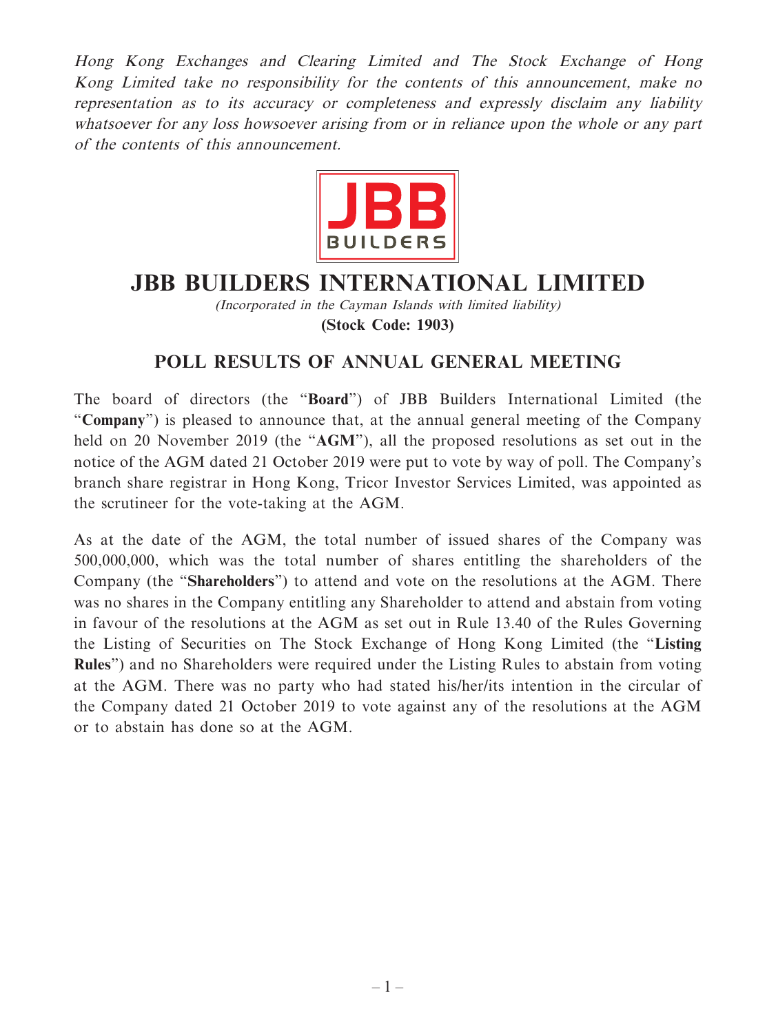*Hong Kong Exchanges and Clearing Limited and The Stock Exchange of Hong Kong Limited take no responsibility for the contents of this announcement, make no representation as to its accuracy or completeness and expressly disclaim any liability whatsoever for any loss howsoever arising from or in reliance upon the whole or any part of the contents of this announcement.*

# JBB BUILDERS INTERNATIONAL LIMITED

*(Incorporated in the Cayman Islands with limited liability)*

**(Stock Code: 1903)**

## POLL RESULTS OF ANNUAL GENERAL MEETING

The board of directors (the "**Board**") of JBB Builders International Limited (the "**Company**") is pleased to announce that, at the annual general meeting of the Company held on 20 November 2019 (the "**AGM**"), all the proposed resolutions as set out in the notice of the AGM dated 21 October 2019 were put to vote by way of poll. The Company's branch share registrar in Hong Kong, Tricor Investor Services Limited, was appointed as the scrutineer for the vote-taking at the AGM.

As at the date of the AGM, the total number of issued shares of the Company was 500,000,000, which was the total number of shares entitling the shareholders of the Company (the "**Shareholders**") to attend and vote on the resolutions at the AGM. There was no shares in the Company entitling any Shareholder to attend and abstain from voting in favour of the resolutions at the AGM as set out in Rule 13.40 of the Rules Governing the Listing of Securities on The Stock Exchange of Hong Kong Limited (the "**Listing Rules**") and no Shareholders were required under the Listing Rules to abstain from voting at the AGM. There was no party who had stated his/her/its intention in the circular of the Company dated 21 October 2019 to vote against any of the resolutions at the AGM or to abstain has done so at the AGM.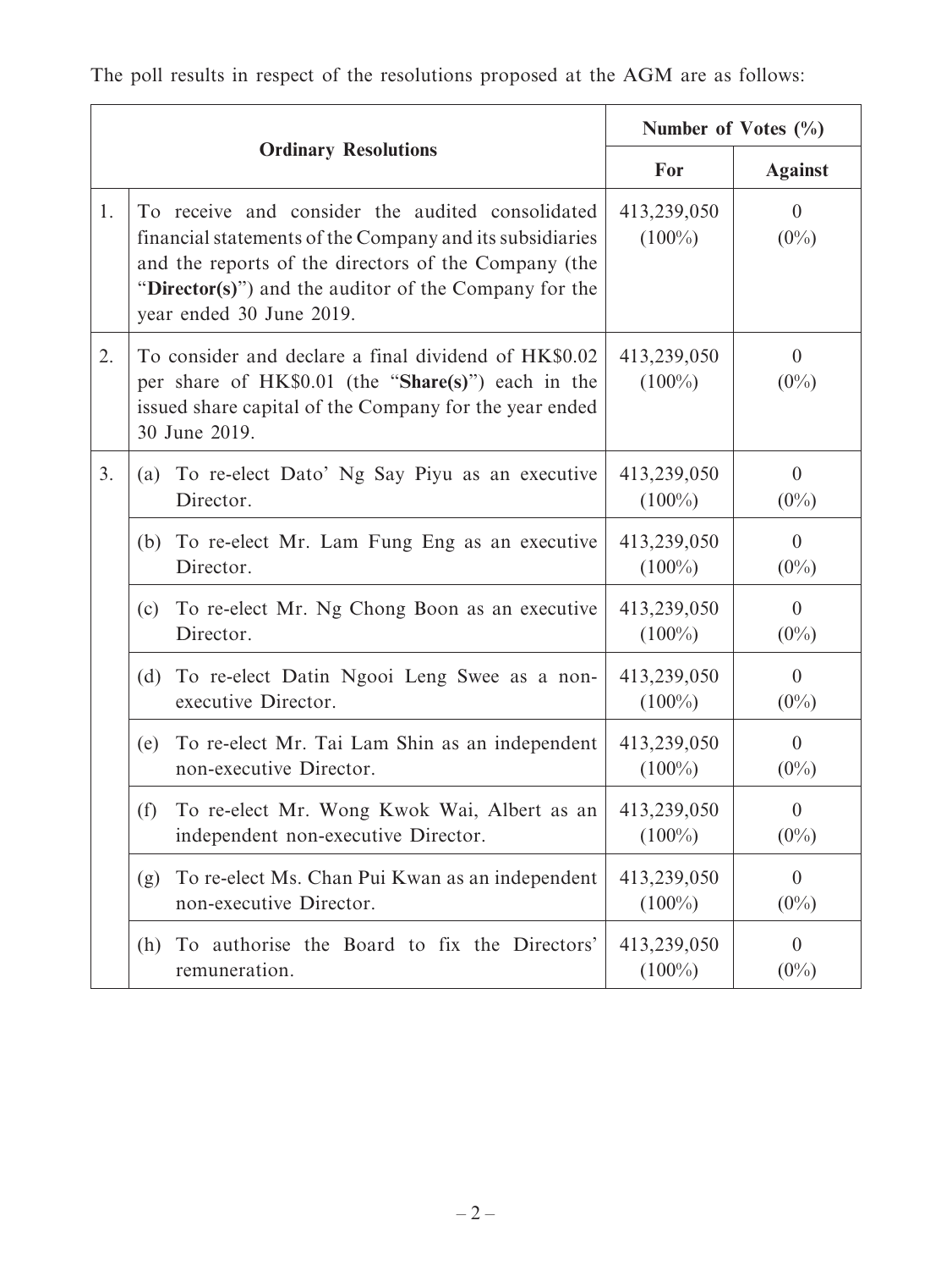The poll results in respect of the resolutions proposed at the AGM are as follows:

| | Ordinary Resolutions | Number of Votes (%) | |
|---|---|---|---|
| | | **For** | **Against** |
| 1. | To receive and consider the audited consolidated financial statements of the Company and its subsidiaries and the reports of the directors of the Company (the "**Director(s)**") and the auditor of the Company for the year ended 30 June 2019. | 413,239,050 (100%) | 0 (0%) |
| 2. | To consider and declare a final dividend of HK$0.02 per share of HK$0.01 (the "**Share(s)**") each in the issued share capital of the Company for the year ended 30 June 2019. | 413,239,050 (100%) | 0 (0%) |
| 3. | (a) To re-elect Dato' Ng Say Piyu as an executive Director. | 413,239,050 (100%) | 0 (0%) |
| | (b) To re-elect Mr. Lam Fung Eng as an executive Director. | 413,239,050 (100%) | 0 (0%) |
| | (c) To re-elect Mr. Ng Chong Boon as an executive Director. | 413,239,050 (100%) | 0 (0%) |
| | (d) To re-elect Datin Ngooi Leng Swee as a non-executive Director. | 413,239,050 (100%) | 0 (0%) |
| | (e) To re-elect Mr. Tai Lam Shin as an independent non-executive Director. | 413,239,050 (100%) | 0 (0%) |
| | (f) To re-elect Mr. Wong Kwok Wai, Albert as an independent non-executive Director. | 413,239,050 (100%) | 0 (0%) |
| | (g) To re-elect Ms. Chan Pui Kwan as an independent non-executive Director. | 413,239,050 (100%) | 0 (0%) |
| | (h) To authorise the Board to fix the Directors' remuneration. | 413,239,050 (100%) | 0 (0%) |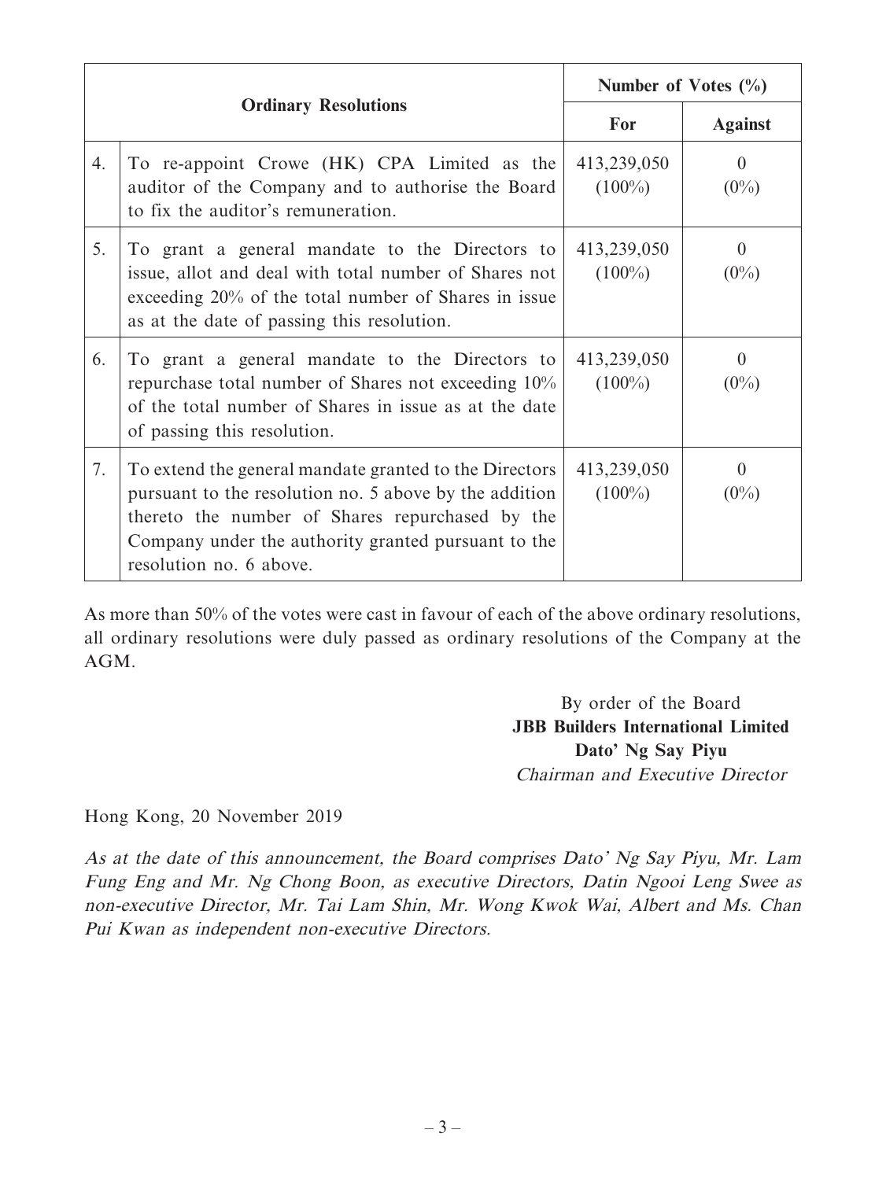| Ordinary Resolutions | | Number of Votes (%) | |
|---|---|---|---|
| | | **For** | **Against** |
| 4. | To re-appoint Crowe (HK) CPA Limited as the auditor of the Company and to authorise the Board to fix the auditor's remuneration. | 413,239,050 (100%) | 0 (0%) |
| 5. | To grant a general mandate to the Directors to issue, allot and deal with total number of Shares not exceeding 20% of the total number of Shares in issue as at the date of passing this resolution. | 413,239,050 (100%) | 0 (0%) |
| 6. | To grant a general mandate to the Directors to repurchase total number of Shares not exceeding 10% of the total number of Shares in issue as at the date of passing this resolution. | 413,239,050 (100%) | 0 (0%) |
| 7. | To extend the general mandate granted to the Directors pursuant to the resolution no. 5 above by the addition thereto the number of Shares repurchased by the Company under the authority granted pursuant to the resolution no. 6 above. | 413,239,050 (100%) | 0 (0%) |

As more than 50% of the votes were cast in favour of each of the above ordinary resolutions, all ordinary resolutions were duly passed as ordinary resolutions of the Company at the AGM.

By order of the Board
**JBB Builders International Limited**
**Dato' Ng Say Piyu**
*Chairman and Executive Director*

Hong Kong, 20 November 2019

*As at the date of this announcement, the Board comprises Dato' Ng Say Piyu, Mr. Lam Fung Eng and Mr. Ng Chong Boon, as executive Directors, Datin Ngooi Leng Swee as non-executive Director, Mr. Tai Lam Shin, Mr. Wong Kwok Wai, Albert and Ms. Chan Pui Kwan as independent non-executive Directors.*